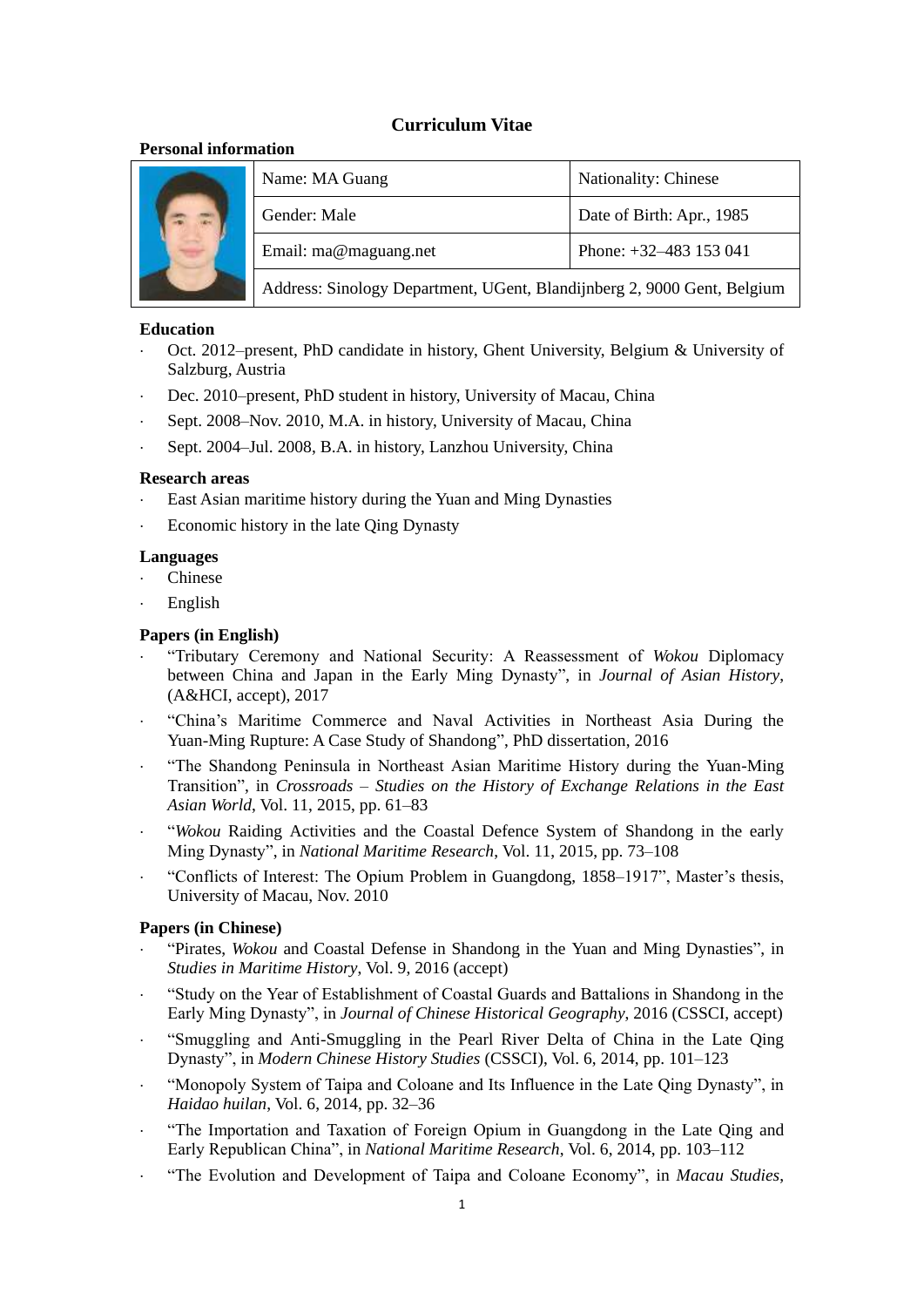# Curriculum Vitae

## Personal information

| | | |
|---|---|---|
| | Name: MA Guang | Nationality: Chinese |
| | Gender: Male | Date of Birth: Apr., 1985 |
| | Email: ma@maguang.net | Phone: +32–483 153 041 |
| | Address: Sinology Department, UGent, Blandijnberg 2, 9000 Gent, Belgium | |

## Education

- Oct. 2012–present, PhD candidate in history, Ghent University, Belgium & University of Salzburg, Austria
- Dec. 2010–present, PhD student in history, University of Macau, China
- Sept. 2008–Nov. 2010, M.A. in history, University of Macau, China
- Sept. 2004–Jul. 2008, B.A. in history, Lanzhou University, China

## Research areas

- East Asian maritime history during the Yuan and Ming Dynasties
- Economic history in the late Qing Dynasty

## Languages

- Chinese
- English

## Papers (in English)

- "Tributary Ceremony and National Security: A Reassessment of *Wokou* Diplomacy between China and Japan in the Early Ming Dynasty", in *Journal of Asian History*, (A&HCI, accept), 2017
- "China's Maritime Commerce and Naval Activities in Northeast Asia During the Yuan-Ming Rupture: A Case Study of Shandong", PhD dissertation, 2016
- "The Shandong Peninsula in Northeast Asian Maritime History during the Yuan-Ming Transition", in *Crossroads – Studies on the History of Exchange Relations in the East Asian World*, Vol. 11, 2015, pp. 61–83
- "*Wokou* Raiding Activities and the Coastal Defence System of Shandong in the early Ming Dynasty", in *National Maritime Research*, Vol. 11, 2015, pp. 73–108
- "Conflicts of Interest: The Opium Problem in Guangdong, 1858–1917", Master's thesis, University of Macau, Nov. 2010

## Papers (in Chinese)

- "Pirates, *Wokou* and Coastal Defense in Shandong in the Yuan and Ming Dynasties", in *Studies in Maritime History*, Vol. 9, 2016 (accept)
- "Study on the Year of Establishment of Coastal Guards and Battalions in Shandong in the Early Ming Dynasty", in *Journal of Chinese Historical Geography*, 2016 (CSSCI, accept)
- "Smuggling and Anti-Smuggling in the Pearl River Delta of China in the Late Qing Dynasty", in *Modern Chinese History Studies* (CSSCI), Vol. 6, 2014, pp. 101–123
- "Monopoly System of Taipa and Coloane and Its Influence in the Late Qing Dynasty", in *Haidao huilan*, Vol. 6, 2014, pp. 32–36
- "The Importation and Taxation of Foreign Opium in Guangdong in the Late Qing and Early Republican China", in *National Maritime Research*, Vol. 6, 2014, pp. 103–112
- "The Evolution and Development of Taipa and Coloane Economy", in *Macau Studies*,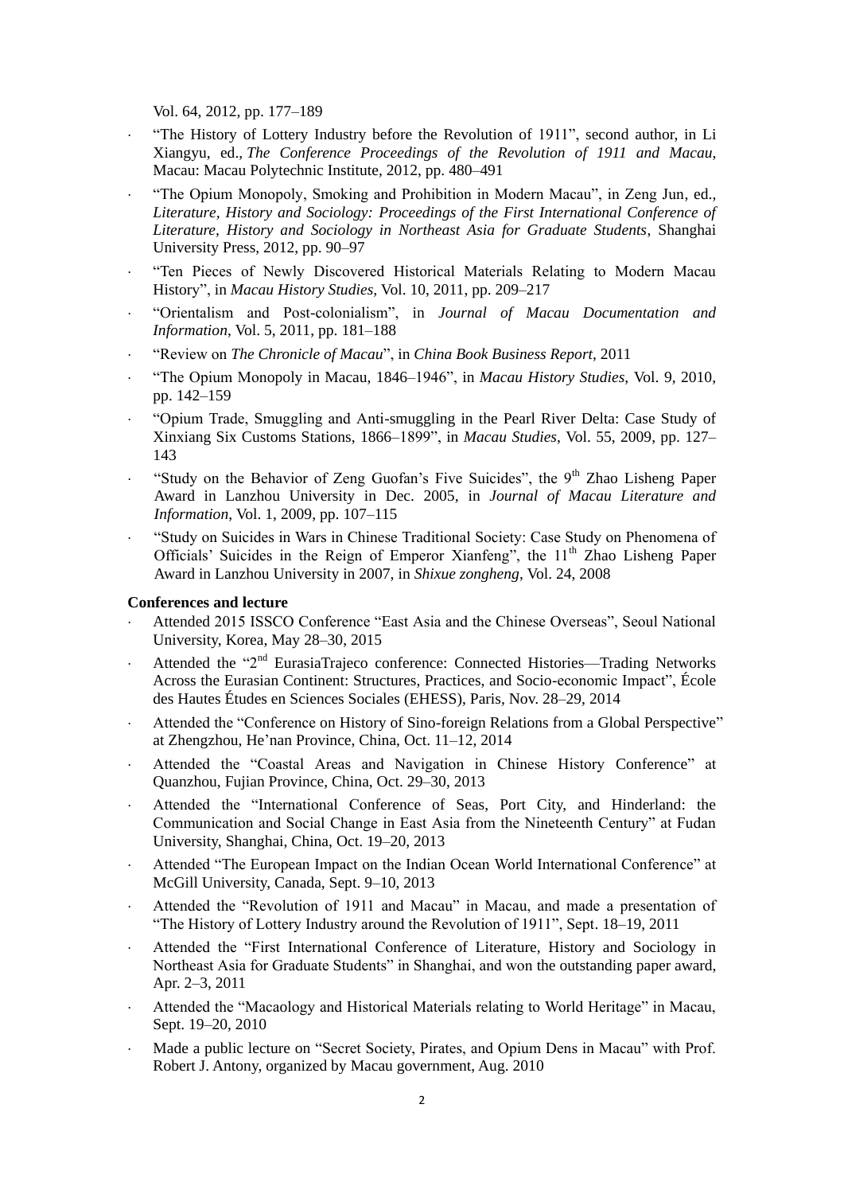Vol. 64, 2012, pp. 177–189

- "The History of Lottery Industry before the Revolution of 1911", second author, in Li Xiangyu, ed., *The Conference Proceedings of the Revolution of 1911 and Macau*, Macau: Macau Polytechnic Institute, 2012, pp. 480–491
- "The Opium Monopoly, Smoking and Prohibition in Modern Macau", in Zeng Jun, ed., *Literature, History and Sociology: Proceedings of the First International Conference of Literature, History and Sociology in Northeast Asia for Graduate Students*, Shanghai University Press, 2012, pp. 90–97
- "Ten Pieces of Newly Discovered Historical Materials Relating to Modern Macau History", in *Macau History Studies*, Vol. 10, 2011, pp. 209–217
- "Orientalism and Post-colonialism", in *Journal of Macau Documentation and Information*, Vol. 5, 2011, pp. 181–188
- "Review on *The Chronicle of Macau*", in *China Book Business Report*, 2011
- "The Opium Monopoly in Macau, 1846–1946", in *Macau History Studies*, Vol. 9, 2010, pp. 142–159
- "Opium Trade, Smuggling and Anti-smuggling in the Pearl River Delta: Case Study of Xinxiang Six Customs Stations, 1866–1899", in *Macau Studies*, Vol. 55, 2009, pp. 127–143
- "Study on the Behavior of Zeng Guofan's Five Suicides", the 9th Zhao Lisheng Paper Award in Lanzhou University in Dec. 2005, in *Journal of Macau Literature and Information*, Vol. 1, 2009, pp. 107–115
- "Study on Suicides in Wars in Chinese Traditional Society: Case Study on Phenomena of Officials' Suicides in the Reign of Emperor Xianfeng", the 11th Zhao Lisheng Paper Award in Lanzhou University in 2007, in *Shixue zongheng*, Vol. 24, 2008

**Conferences and lecture**

- Attended 2015 ISSCO Conference "East Asia and the Chinese Overseas", Seoul National University, Korea, May 28–30, 2015
- Attended the "2nd EurasiaTrajeco conference: Connected Histories—Trading Networks Across the Eurasian Continent: Structures, Practices, and Socio-economic Impact", École des Hautes Études en Sciences Sociales (EHESS), Paris, Nov. 28–29, 2014
- Attended the "Conference on History of Sino-foreign Relations from a Global Perspective" at Zhengzhou, He'nan Province, China, Oct. 11–12, 2014
- Attended the "Coastal Areas and Navigation in Chinese History Conference" at Quanzhou, Fujian Province, China, Oct. 29–30, 2013
- Attended the "International Conference of Seas, Port City, and Hinderland: the Communication and Social Change in East Asia from the Nineteenth Century" at Fudan University, Shanghai, China, Oct. 19–20, 2013
- Attended "The European Impact on the Indian Ocean World International Conference" at McGill University, Canada, Sept. 9–10, 2013
- Attended the "Revolution of 1911 and Macau" in Macau, and made a presentation of "The History of Lottery Industry around the Revolution of 1911", Sept. 18–19, 2011
- Attended the "First International Conference of Literature, History and Sociology in Northeast Asia for Graduate Students" in Shanghai, and won the outstanding paper award, Apr. 2–3, 2011
- Attended the "Macaology and Historical Materials relating to World Heritage" in Macau, Sept. 19–20, 2010
- Made a public lecture on "Secret Society, Pirates, and Opium Dens in Macau" with Prof. Robert J. Antony, organized by Macau government, Aug. 2010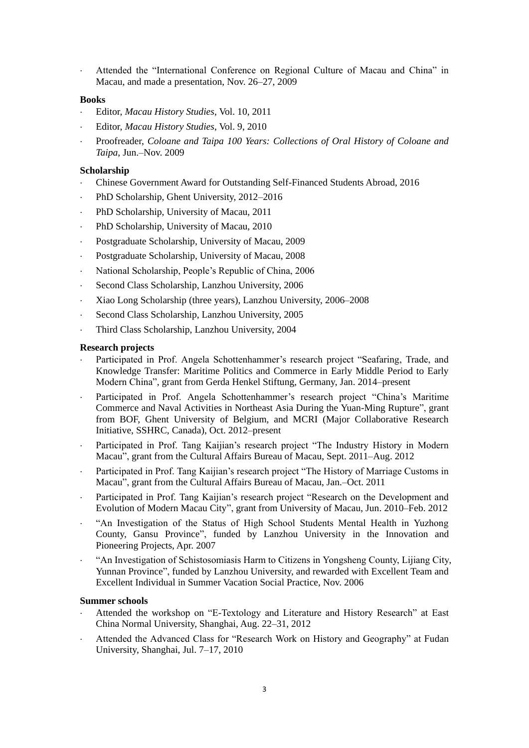- Attended the "International Conference on Regional Culture of Macau and China" in Macau, and made a presentation, Nov. 26–27, 2009

**Books**

- Editor, *Macau History Studies*, Vol. 10, 2011
- Editor, *Macau History Studies*, Vol. 9, 2010
- Proofreader, *Coloane and Taipa 100 Years: Collections of Oral History of Coloane and Taipa*, Jun.–Nov. 2009

**Scholarship**

- Chinese Government Award for Outstanding Self-Financed Students Abroad, 2016
- PhD Scholarship, Ghent University, 2012–2016
- PhD Scholarship, University of Macau, 2011
- PhD Scholarship, University of Macau, 2010
- Postgraduate Scholarship, University of Macau, 2009
- Postgraduate Scholarship, University of Macau, 2008
- National Scholarship, People's Republic of China, 2006
- Second Class Scholarship, Lanzhou University, 2006
- Xiao Long Scholarship (three years), Lanzhou University, 2006–2008
- Second Class Scholarship, Lanzhou University, 2005
- Third Class Scholarship, Lanzhou University, 2004

**Research projects**

- Participated in Prof. Angela Schottenhammer's research project "Seafaring, Trade, and Knowledge Transfer: Maritime Politics and Commerce in Early Middle Period to Early Modern China", grant from Gerda Henkel Stiftung, Germany, Jan. 2014–present
- Participated in Prof. Angela Schottenhammer's research project "China's Maritime Commerce and Naval Activities in Northeast Asia During the Yuan-Ming Rupture", grant from BOF, Ghent University of Belgium, and MCRI (Major Collaborative Research Initiative, SSHRC, Canada), Oct. 2012–present
- Participated in Prof. Tang Kaijian's research project "The Industry History in Modern Macau", grant from the Cultural Affairs Bureau of Macau, Sept. 2011–Aug. 2012
- Participated in Prof. Tang Kaijian's research project "The History of Marriage Customs in Macau", grant from the Cultural Affairs Bureau of Macau, Jan.–Oct. 2011
- Participated in Prof. Tang Kaijian's research project "Research on the Development and Evolution of Modern Macau City", grant from University of Macau, Jun. 2010–Feb. 2012
- "An Investigation of the Status of High School Students Mental Health in Yuzhong County, Gansu Province", funded by Lanzhou University in the Innovation and Pioneering Projects, Apr. 2007
- "An Investigation of Schistosomiasis Harm to Citizens in Yongsheng County, Lijiang City, Yunnan Province", funded by Lanzhou University, and rewarded with Excellent Team and Excellent Individual in Summer Vacation Social Practice, Nov. 2006

**Summer schools**

- Attended the workshop on "E-Textology and Literature and History Research" at East China Normal University, Shanghai, Aug. 22–31, 2012
- Attended the Advanced Class for "Research Work on History and Geography" at Fudan University, Shanghai, Jul. 7–17, 2010